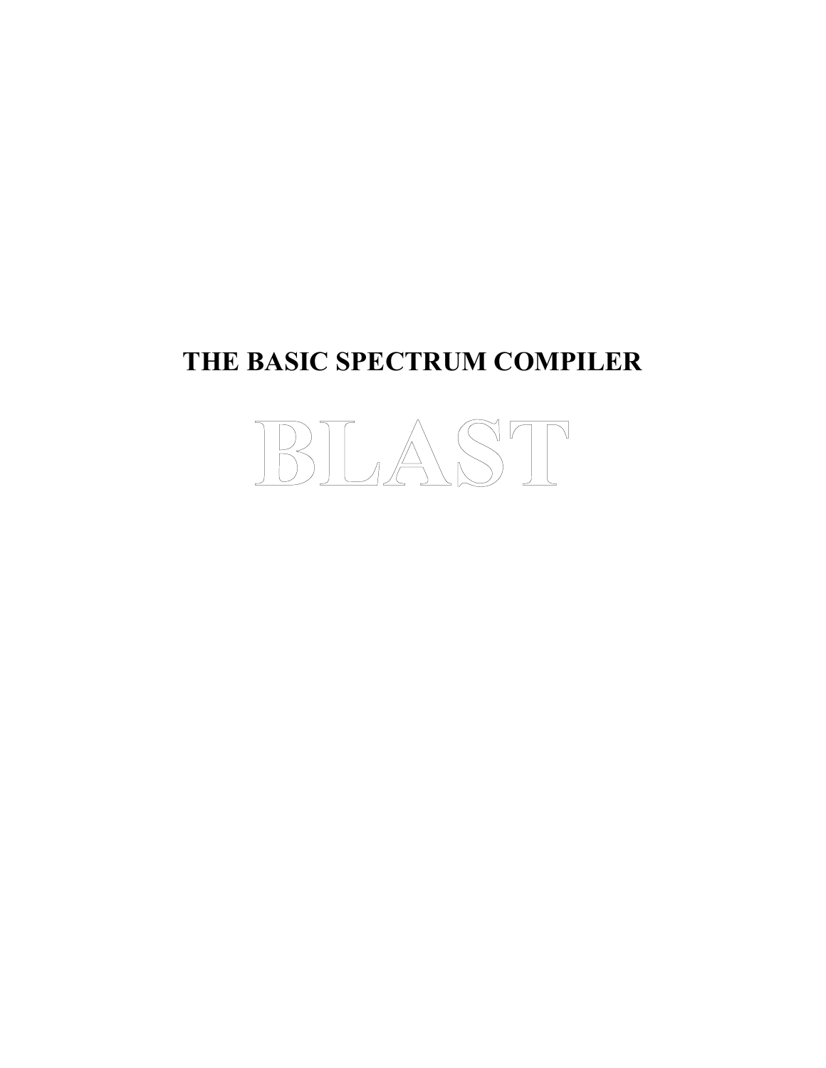# THE BASIC SPECTRUM COMPILER

# BLAST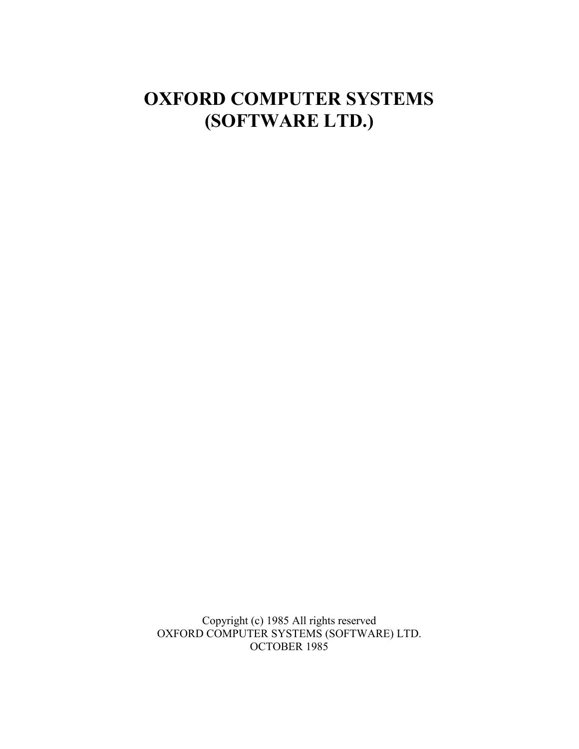# OXFORD COMPUTER SYSTEMS (SOFTWARE LTD.)

Copyright (c) 1985 All rights reserved
OXFORD COMPUTER SYSTEMS (SOFTWARE) LTD.
OCTOBER 1985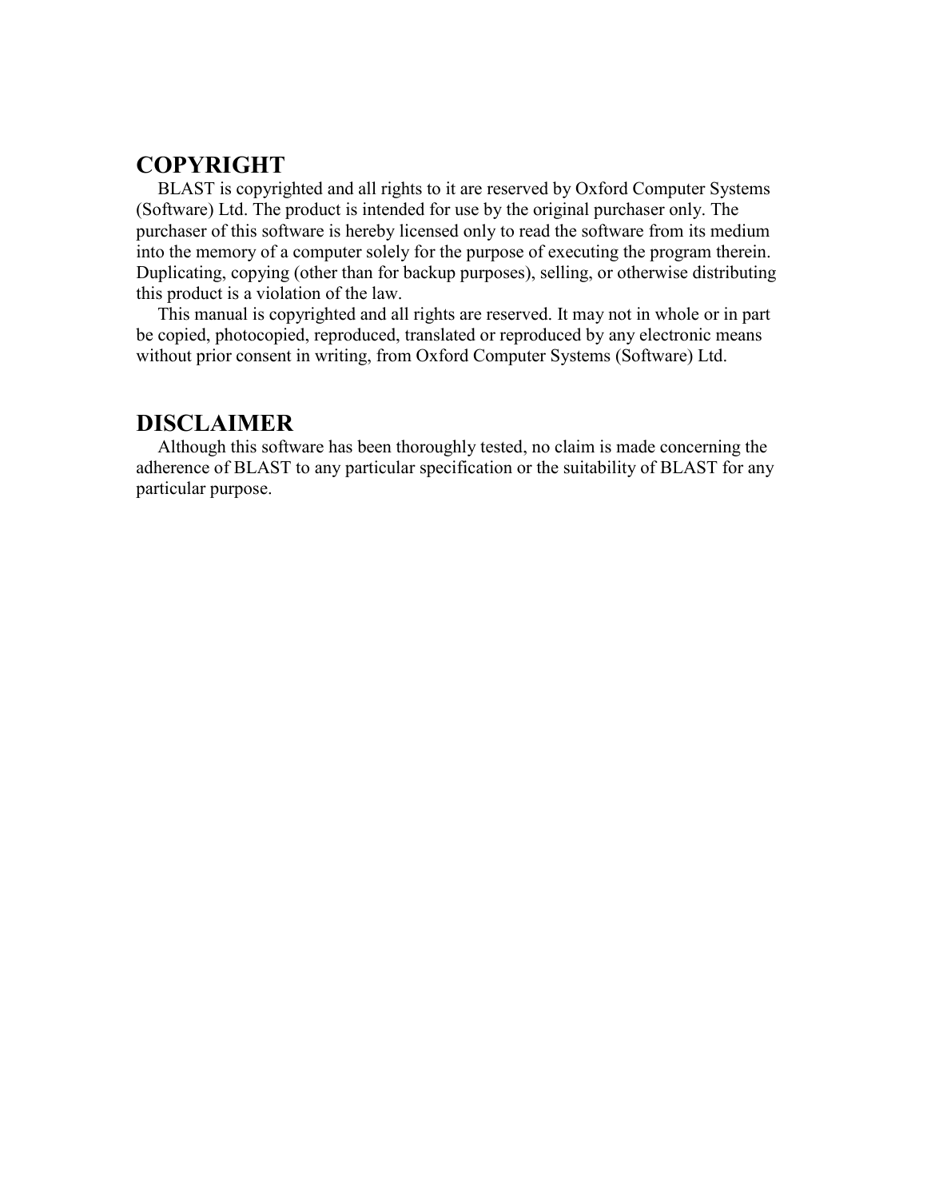## COPYRIGHT

BLAST is copyrighted and all rights to it are reserved by Oxford Computer Systems (Software) Ltd. The product is intended for use by the original purchaser only. The purchaser of this software is hereby licensed only to read the software from its medium into the memory of a computer solely for the purpose of executing the program therein. Duplicating, copying (other than for backup purposes), selling, or otherwise distributing this product is a violation of the law.

This manual is copyrighted and all rights are reserved. It may not in whole or in part be copied, photocopied, reproduced, translated or reproduced by any electronic means without prior consent in writing, from Oxford Computer Systems (Software) Ltd.

## DISCLAIMER

Although this software has been thoroughly tested, no claim is made concerning the adherence of BLAST to any particular specification or the suitability of BLAST for any particular purpose.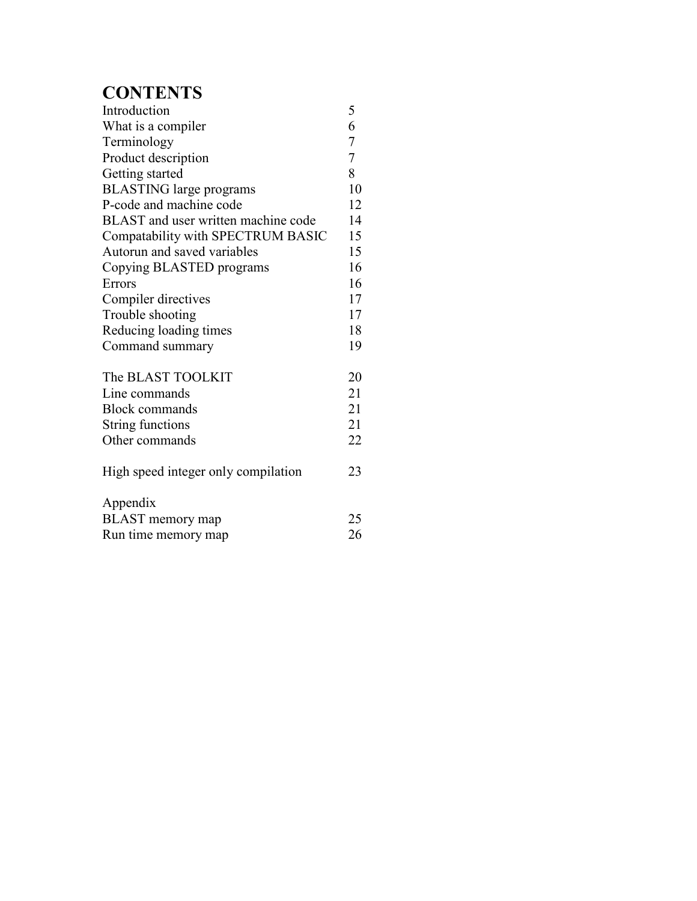# CONTENTS

| | |
|---|---|
| Introduction | 5 |
| What is a compiler | 6 |
| Terminology | 7 |
| Product description | 7 |
| Getting started | 8 |
| BLASTING large programs | 10 |
| P-code and machine code | 12 |
| BLAST and user written machine code | 14 |
| Compatability with SPECTRUM BASIC | 15 |
| Autorun and saved variables | 15 |
| Copying BLASTED programs | 16 |
| Errors | 16 |
| Compiler directives | 17 |
| Trouble shooting | 17 |
| Reducing loading times | 18 |
| Command summary | 19 |
| | |
| The BLAST TOOLKIT | 20 |
| Line commands | 21 |
| Block commands | 21 |
| String functions | 21 |
| Other commands | 22 |
| | |
| High speed integer only compilation | 23 |
| | |
| Appendix | |
| BLAST memory map | 25 |
| Run time memory map | 26 |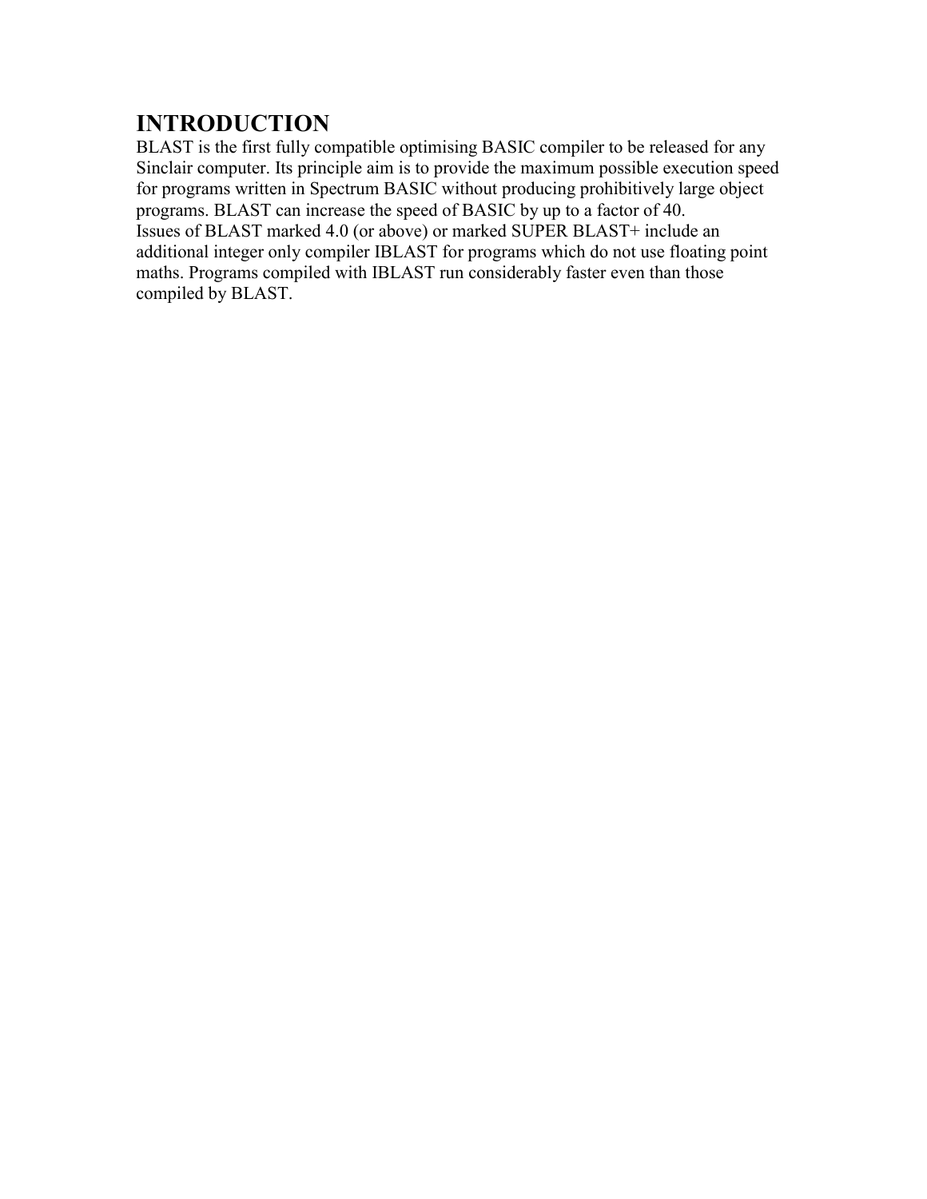# INTRODUCTION

BLAST is the first fully compatible optimising BASIC compiler to be released for any Sinclair computer. Its principle aim is to provide the maximum possible execution speed for programs written in Spectrum BASIC without producing prohibitively large object programs. BLAST can increase the speed of BASIC by up to a factor of 40.

Issues of BLAST marked 4.0 (or above) or marked SUPER BLAST+ include an additional integer only compiler IBLAST for programs which do not use floating point maths. Programs compiled with IBLAST run considerably faster even than those compiled by BLAST.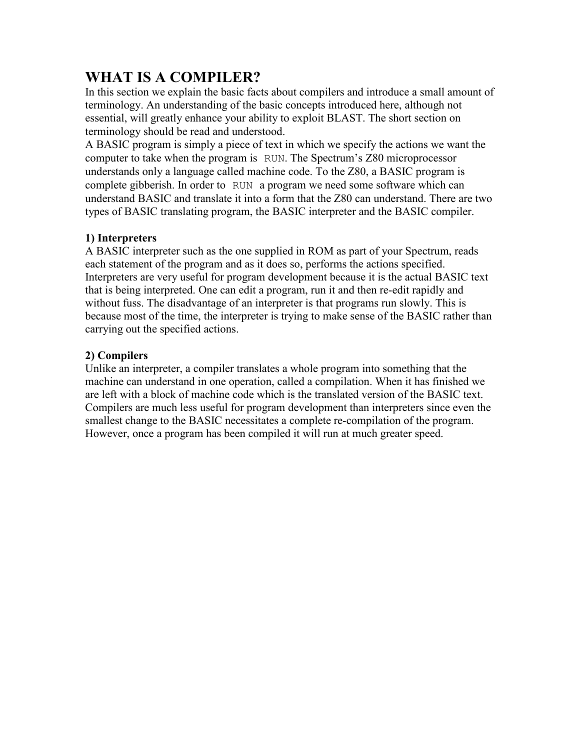# WHAT IS A COMPILER?

In this section we explain the basic facts about compilers and introduce a small amount of terminology. An understanding of the basic concepts introduced here, although not essential, will greatly enhance your ability to exploit BLAST. The short section on terminology should be read and understood.

A BASIC program is simply a piece of text in which we specify the actions we want the computer to take when the program is `RUN`. The Spectrum's Z80 microprocessor understands only a language called machine code. To the Z80, a BASIC program is complete gibberish. In order to `RUN` a program we need some software which can understand BASIC and translate it into a form that the Z80 can understand. There are two types of BASIC translating program, the BASIC interpreter and the BASIC compiler.

**1) Interpreters**

A BASIC interpreter such as the one supplied in ROM as part of your Spectrum, reads each statement of the program and as it does so, performs the actions specified. Interpreters are very useful for program development because it is the actual BASIC text that is being interpreted. One can edit a program, run it and then re-edit rapidly and without fuss. The disadvantage of an interpreter is that programs run slowly. This is because most of the time, the interpreter is trying to make sense of the BASIC rather than carrying out the specified actions.

**2) Compilers**

Unlike an interpreter, a compiler translates a whole program into something that the machine can understand in one operation, called a compilation. When it has finished we are left with a block of machine code which is the translated version of the BASIC text. Compilers are much less useful for program development than interpreters since even the smallest change to the BASIC necessitates a complete re-compilation of the program. However, once a program has been compiled it will run at much greater speed.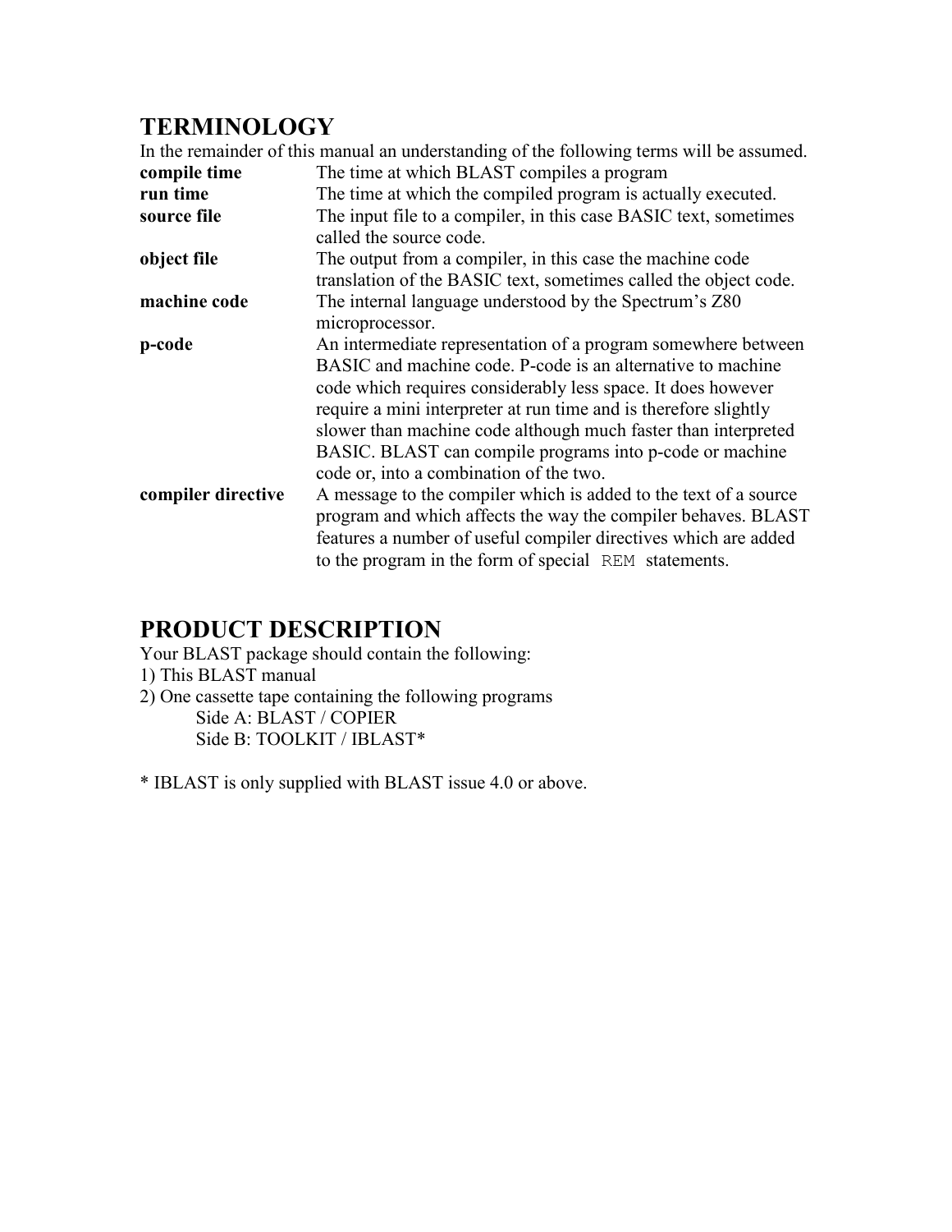## TERMINOLOGY

In the remainder of this manual an understanding of the following terms will be assumed.

| | |
|---|---|
| **compile time** | The time at which BLAST compiles a program |
| **run time** | The time at which the compiled program is actually executed. |
| **source file** | The input file to a compiler, in this case BASIC text, sometimes called the source code. |
| **object file** | The output from a compiler, in this case the machine code translation of the BASIC text, sometimes called the object code. |
| **machine code** | The internal language understood by the Spectrum's Z80 microprocessor. |
| **p-code** | An intermediate representation of a program somewhere between BASIC and machine code. P-code is an alternative to machine code which requires considerably less space. It does however require a mini interpreter at run time and is therefore slightly slower than machine code although much faster than interpreted BASIC. BLAST can compile programs into p-code or machine code or, into a combination of the two. |
| **compiler directive** | A message to the compiler which is added to the text of a source program and which affects the way the compiler behaves. BLAST features a number of useful compiler directives which are added to the program in the form of special `REM` statements. |

## PRODUCT DESCRIPTION

Your BLAST package should contain the following:

1) This BLAST manual
2) One cassette tape containing the following programs
   - Side A: BLAST / COPIER
   - Side B: TOOLKIT / IBLAST*

* IBLAST is only supplied with BLAST issue 4.0 or above.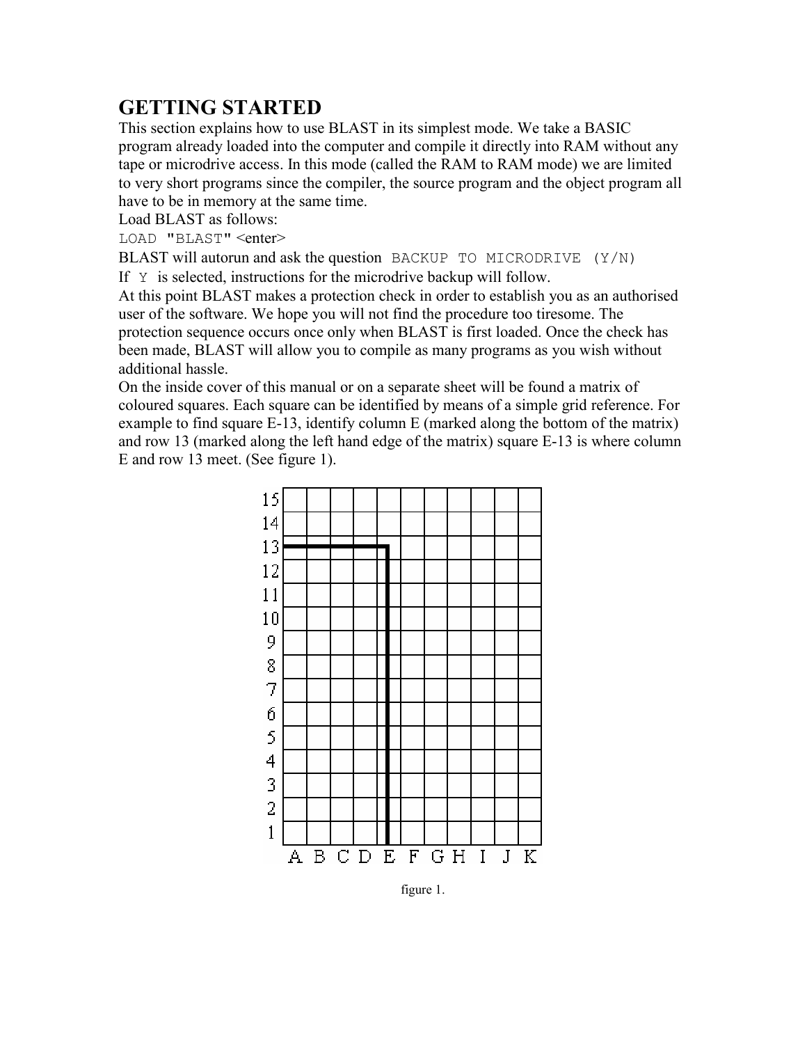# GETTING STARTED

This section explains how to use BLAST in its simplest mode. We take a BASIC program already loaded into the computer and compile it directly into RAM without any tape or microdrive access. In this mode (called the RAM to RAM mode) we are limited to very short programs since the compiler, the source program and the object program all have to be in memory at the same time.

Load BLAST as follows:

`LOAD "BLAST"` <enter>

BLAST will autorun and ask the question `BACKUP TO MICRODRIVE (Y/N)`

If `Y` is selected, instructions for the microdrive backup will follow.

At this point BLAST makes a protection check in order to establish you as an authorised user of the software. We hope you will not find the procedure too tiresome. The protection sequence occurs once only when BLAST is first loaded. Once the check has been made, BLAST will allow you to compile as many programs as you wish without additional hassle.

On the inside cover of this manual or on a separate sheet will be found a matrix of coloured squares. Each square can be identified by means of a simple grid reference. For example to find square E-13, identify column E (marked along the bottom of the matrix) and row 13 (marked along the left hand edge of the matrix) square E-13 is where column E and row 13 meet. (See figure 1).

figure 1.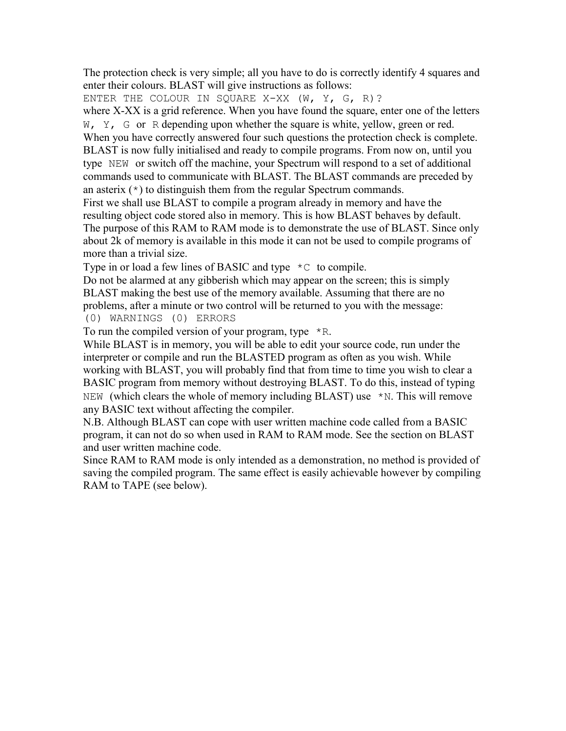The protection check is very simple; all you have to do is correctly identify 4 squares and enter their colours. BLAST will give instructions as follows:

`ENTER THE COLOUR IN SQUARE X-XX (W, Y, G, R)?`

where X-XX is a grid reference. When you have found the square, enter one of the letters `W, Y, G` or `R` depending upon whether the square is white, yellow, green or red. When you have correctly answered four such questions the protection check is complete. BLAST is now fully initialised and ready to compile programs. From now on, until you type `NEW` or switch off the machine, your Spectrum will respond to a set of additional commands used to communicate with BLAST. The BLAST commands are preceded by an asterix (`*`) to distinguish them from the regular Spectrum commands.

First we shall use BLAST to compile a program already in memory and have the resulting object code stored also in memory. This is how BLAST behaves by default. The purpose of this RAM to RAM mode is to demonstrate the use of BLAST. Since only about 2k of memory is available in this mode it can not be used to compile programs of more than a trivial size.

Type in or load a few lines of BASIC and type `*C` to compile.

Do not be alarmed at any gibberish which may appear on the screen; this is simply BLAST making the best use of the memory available. Assuming that there are no problems, after a minute or two control will be returned to you with the message:

`(0) WARNINGS (0) ERRORS`

To run the compiled version of your program, type `*R`.

While BLAST is in memory, you will be able to edit your source code, run under the interpreter or compile and run the BLASTED program as often as you wish. While working with BLAST, you will probably find that from time to time you wish to clear a BASIC program from memory without destroying BLAST. To do this, instead of typing `NEW` (which clears the whole of memory including BLAST) use `*N`. This will remove any BASIC text without affecting the compiler.

N.B. Although BLAST can cope with user written machine code called from a BASIC program, it can not do so when used in RAM to RAM mode. See the section on BLAST and user written machine code.

Since RAM to RAM mode is only intended as a demonstration, no method is provided of saving the compiled program. The same effect is easily achievable however by compiling RAM to TAPE (see below).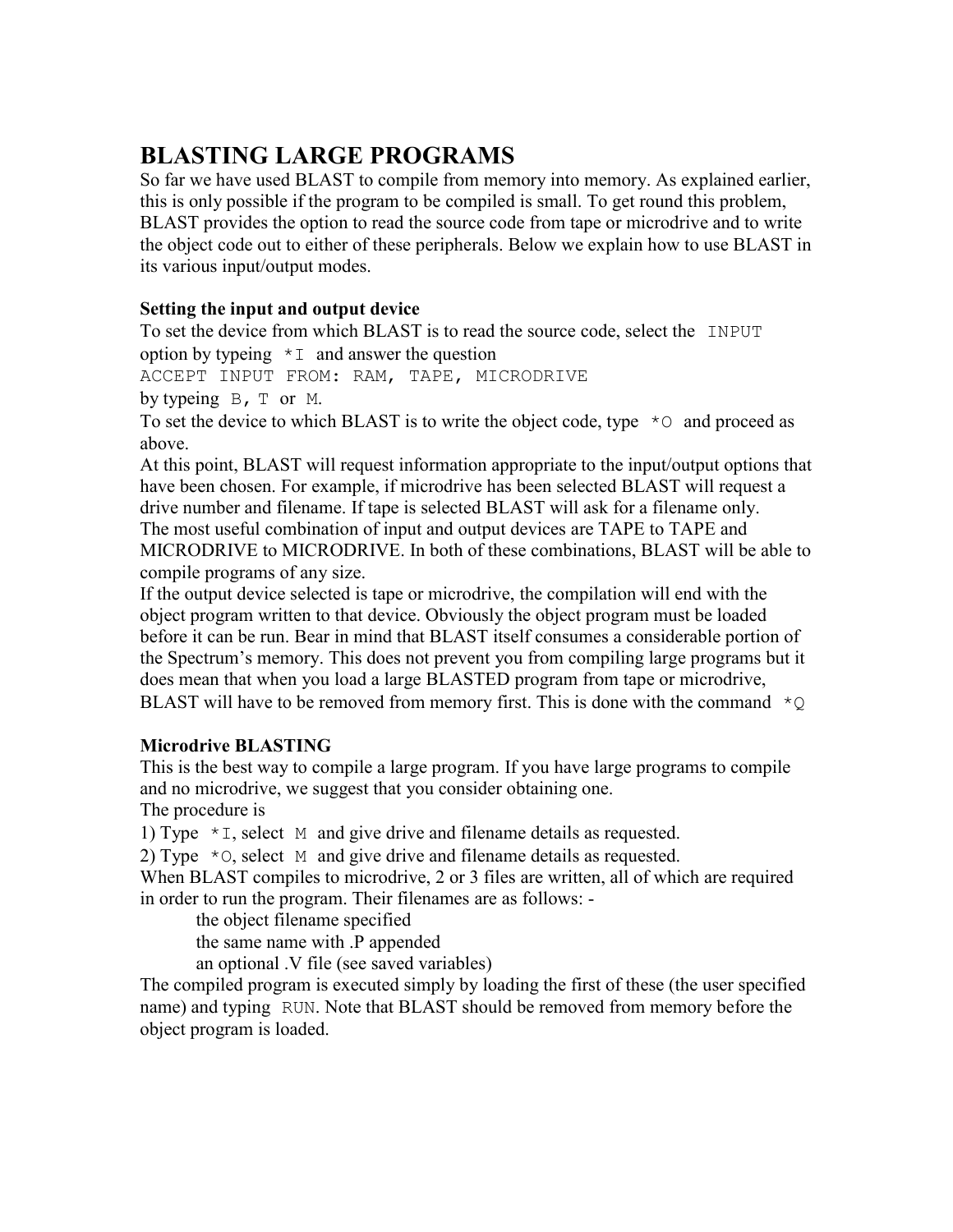# BLASTING LARGE PROGRAMS

So far we have used BLAST to compile from memory into memory. As explained earlier, this is only possible if the program to be compiled is small. To get round this problem, BLAST provides the option to read the source code from tape or microdrive and to write the object code out to either of these peripherals. Below we explain how to use BLAST in its various input/output modes.

**Setting the input and output device**

To set the device from which BLAST is to read the source code, select the `INPUT` option by typeing `*I` and answer the question

`ACCEPT INPUT FROM: RAM, TAPE, MICRODRIVE`

by typeing `B, T` or `M`.

To set the device to which BLAST is to write the object code, type `*O` and proceed as above.

At this point, BLAST will request information appropriate to the input/output options that have been chosen. For example, if microdrive has been selected BLAST will request a drive number and filename. If tape is selected BLAST will ask for a filename only.

The most useful combination of input and output devices are TAPE to TAPE and MICRODRIVE to MICRODRIVE. In both of these combinations, BLAST will be able to compile programs of any size.

If the output device selected is tape or microdrive, the compilation will end with the object program written to that device. Obviously the object program must be loaded before it can be run. Bear in mind that BLAST itself consumes a considerable portion of the Spectrum's memory. This does not prevent you from compiling large programs but it does mean that when you load a large BLASTED program from tape or microdrive, BLAST will have to be removed from memory first. This is done with the command `*Q`

**Microdrive BLASTING**

This is the best way to compile a large program. If you have large programs to compile and no microdrive, we suggest that you consider obtaining one.

The procedure is

1) Type `*I`, select `M` and give drive and filename details as requested.

2) Type `*O`, select `M` and give drive and filename details as requested.

When BLAST compiles to microdrive, 2 or 3 files are written, all of which are required in order to run the program. Their filenames are as follows: -

the object filename specified
the same name with .P appended
an optional .V file (see saved variables)

The compiled program is executed simply by loading the first of these (the user specified name) and typing `RUN`. Note that BLAST should be removed from memory before the object program is loaded.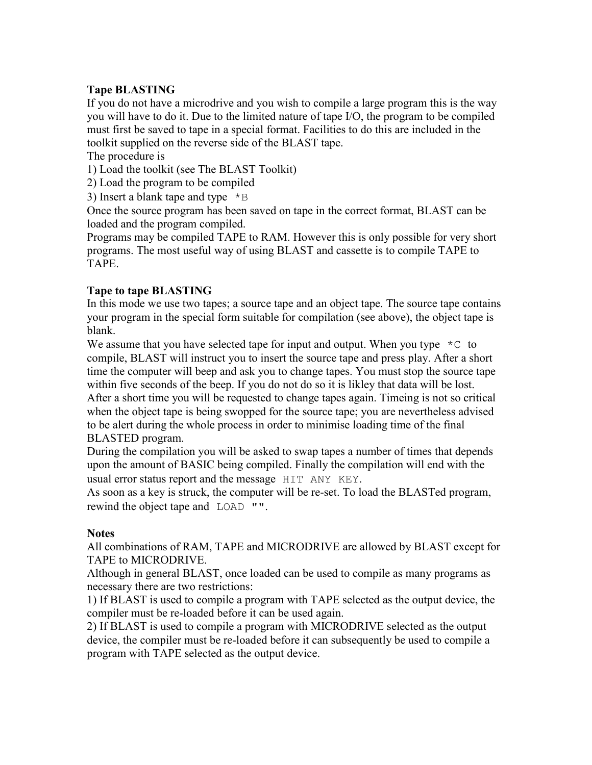**Tape BLASTING**

If you do not have a microdrive and you wish to compile a large program this is the way you will have to do it. Due to the limited nature of tape I/O, the program to be compiled must first be saved to tape in a special format. Facilities to do this are included in the toolkit supplied on the reverse side of the BLAST tape.

The procedure is

1) Load the toolkit (see The BLAST Toolkit)
2) Load the program to be compiled
3) Insert a blank tape and type `*B`

Once the source program has been saved on tape in the correct format, BLAST can be loaded and the program compiled.

Programs may be compiled TAPE to RAM. However this is only possible for very short programs. The most useful way of using BLAST and cassette is to compile TAPE to TAPE.

**Tape to tape BLASTING**

In this mode we use two tapes; a source tape and an object tape. The source tape contains your program in the special form suitable for compilation (see above), the object tape is blank.

We assume that you have selected tape for input and output. When you type `*C` to compile, BLAST will instruct you to insert the source tape and press play. After a short time the computer will beep and ask you to change tapes. You must stop the source tape within five seconds of the beep. If you do not do so it is likley that data will be lost. After a short time you will be requested to change tapes again. Timeing is not so critical when the object tape is being swopped for the source tape; you are nevertheless advised to be alert during the whole process in order to minimise loading time of the final BLASTED program.

During the compilation you will be asked to swap tapes a number of times that depends upon the amount of BASIC being compiled. Finally the compilation will end with the usual error status report and the message `HIT ANY KEY`.

As soon as a key is struck, the computer will be re-set. To load the BLASTed program, rewind the object tape and `LOAD ""`.

**Notes**

All combinations of RAM, TAPE and MICRODRIVE are allowed by BLAST except for TAPE to MICRODRIVE.

Although in general BLAST, once loaded can be used to compile as many programs as necessary there are two restrictions:

1) If BLAST is used to compile a program with TAPE selected as the output device, the compiler must be re-loaded before it can be used again.
2) If BLAST is used to compile a program with MICRODRIVE selected as the output device, the compiler must be re-loaded before it can subsequently be used to compile a program with TAPE selected as the output device.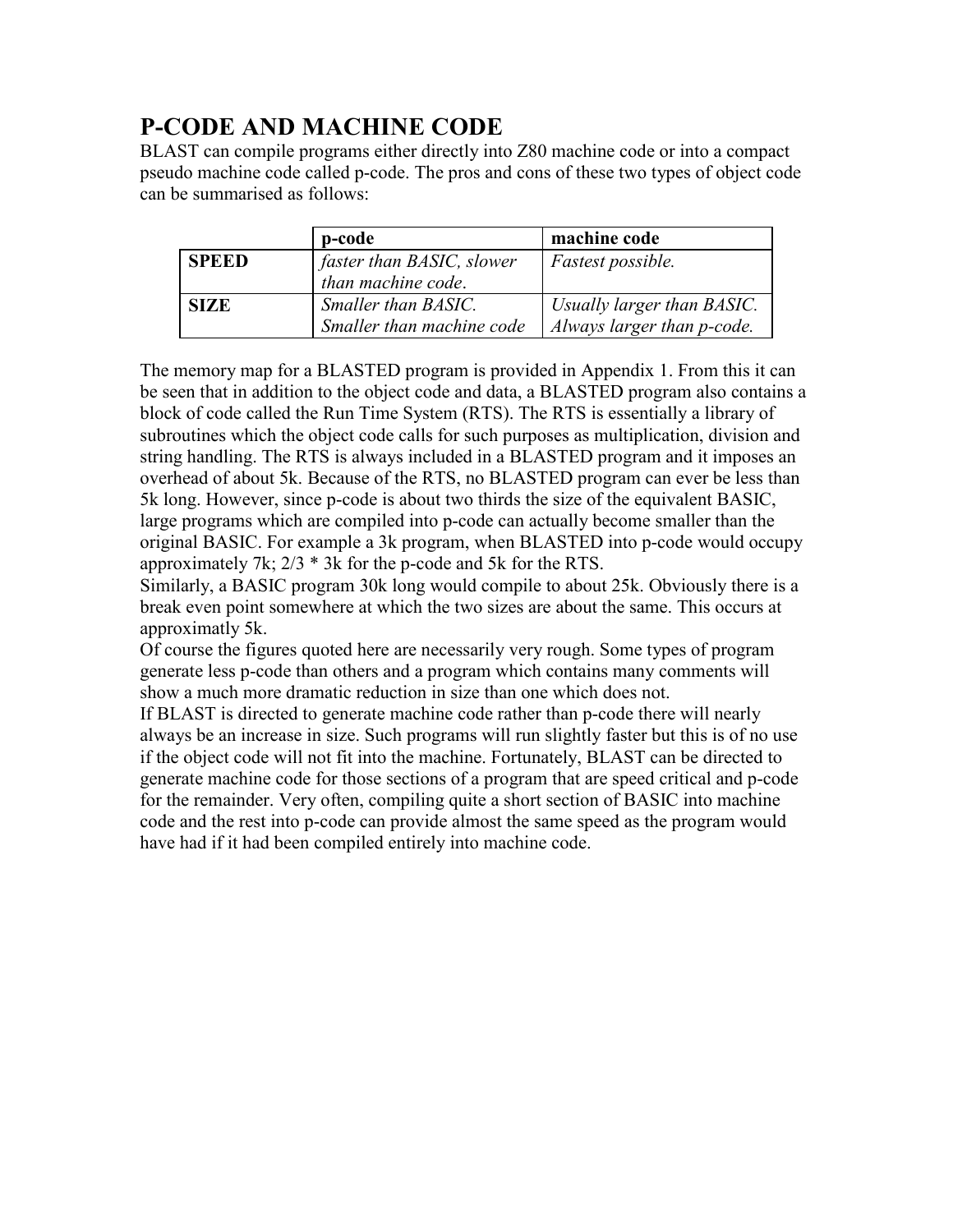# P-CODE AND MACHINE CODE

BLAST can compile programs either directly into Z80 machine code or into a compact pseudo machine code called p-code. The pros and cons of these two types of object code can be summarised as follows:

| | p-code | machine code |
|---|---|---|
| **SPEED** | *faster than BASIC, slower than machine code.* | *Fastest possible.* |
| **SIZE** | *Smaller than BASIC. Smaller than machine code* | *Usually larger than BASIC. Always larger than p-code.* |

The memory map for a BLASTED program is provided in Appendix 1. From this it can be seen that in addition to the object code and data, a BLASTED program also contains a block of code called the Run Time System (RTS). The RTS is essentially a library of subroutines which the object code calls for such purposes as multiplication, division and string handling. The RTS is always included in a BLASTED program and it imposes an overhead of about 5k. Because of the RTS, no BLASTED program can ever be less than 5k long. However, since p-code is about two thirds the size of the equivalent BASIC, large programs which are compiled into p-code can actually become smaller than the original BASIC. For example a 3k program, when BLASTED into p-code would occupy approximately 7k; 2/3 * 3k for the p-code and 5k for the RTS.

Similarly, a BASIC program 30k long would compile to about 25k. Obviously there is a break even point somewhere at which the two sizes are about the same. This occurs at approximatly 5k.

Of course the figures quoted here are necessarily very rough. Some types of program generate less p-code than others and a program which contains many comments will show a much more dramatic reduction in size than one which does not.

If BLAST is directed to generate machine code rather than p-code there will nearly always be an increase in size. Such programs will run slightly faster but this is of no use if the object code will not fit into the machine. Fortunately, BLAST can be directed to generate machine code for those sections of a program that are speed critical and p-code for the remainder. Very often, compiling quite a short section of BASIC into machine code and the rest into p-code can provide almost the same speed as the program would have had if it had been compiled entirely into machine code.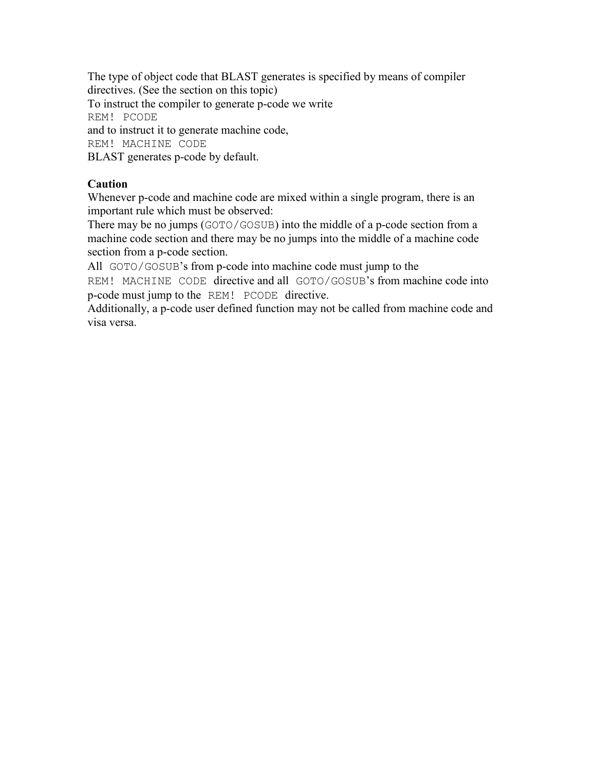The type of object code that BLAST generates is specified by means of compiler directives. (See the section on this topic)

To instruct the compiler to generate p-code we write

```
REM! PCODE
```

and to instruct it to generate machine code,

```
REM! MACHINE CODE
```

BLAST generates p-code by default.

**Caution**

Whenever p-code and machine code are mixed within a single program, there is an important rule which must be observed:

There may be no jumps (`GOTO/GOSUB`) into the middle of a p-code section from a machine code section and there may be no jumps into the middle of a machine code section from a p-code section.

All `GOTO/GOSUB`'s from p-code into machine code must jump to the `REM! MACHINE CODE` directive and all `GOTO/GOSUB`'s from machine code into p-code must jump to the `REM! PCODE` directive.

Additionally, a p-code user defined function may not be called from machine code and visa versa.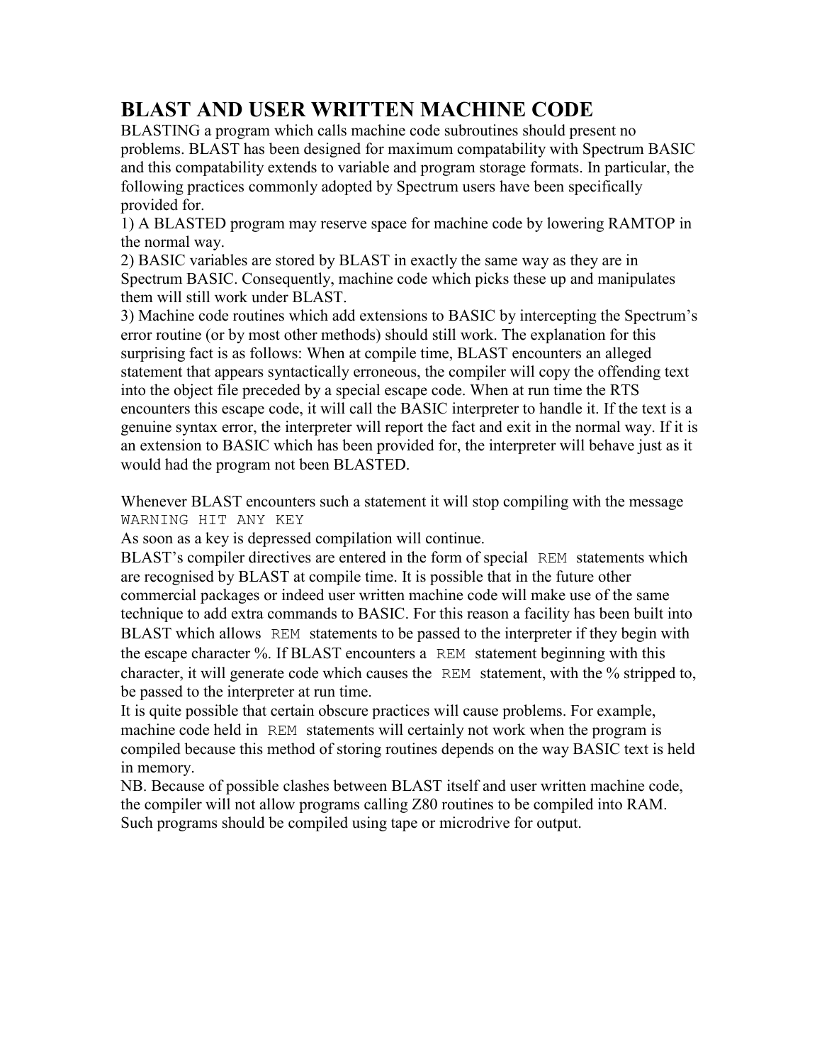# BLAST AND USER WRITTEN MACHINE CODE

BLASTING a program which calls machine code subroutines should present no problems. BLAST has been designed for maximum compatability with Spectrum BASIC and this compatability extends to variable and program storage formats. In particular, the following practices commonly adopted by Spectrum users have been specifically provided for.

1) A BLASTED program may reserve space for machine code by lowering RAMTOP in the normal way.

2) BASIC variables are stored by BLAST in exactly the same way as they are in Spectrum BASIC. Consequently, machine code which picks these up and manipulates them will still work under BLAST.

3) Machine code routines which add extensions to BASIC by intercepting the Spectrum's error routine (or by most other methods) should still work. The explanation for this surprising fact is as follows: When at compile time, BLAST encounters an alleged statement that appears syntactically erroneous, the compiler will copy the offending text into the object file preceded by a special escape code. When at run time the RTS encounters this escape code, it will call the BASIC interpreter to handle it. If the text is a genuine syntax error, the interpreter will report the fact and exit in the normal way. If it is an extension to BASIC which has been provided for, the interpreter will behave just as it would had the program not been BLASTED.

Whenever BLAST encounters such a statement it will stop compiling with the message `WARNING HIT ANY KEY`

As soon as a key is depressed compilation will continue.

BLAST's compiler directives are entered in the form of special `REM` statements which are recognised by BLAST at compile time. It is possible that in the future other commercial packages or indeed user written machine code will make use of the same technique to add extra commands to BASIC. For this reason a facility has been built into BLAST which allows `REM` statements to be passed to the interpreter if they begin with the escape character %. If BLAST encounters a `REM` statement beginning with this character, it will generate code which causes the `REM` statement, with the % stripped to, be passed to the interpreter at run time.

It is quite possible that certain obscure practices will cause problems. For example, machine code held in `REM` statements will certainly not work when the program is compiled because this method of storing routines depends on the way BASIC text is held in memory.

NB. Because of possible clashes between BLAST itself and user written machine code, the compiler will not allow programs calling Z80 routines to be compiled into RAM. Such programs should be compiled using tape or microdrive for output.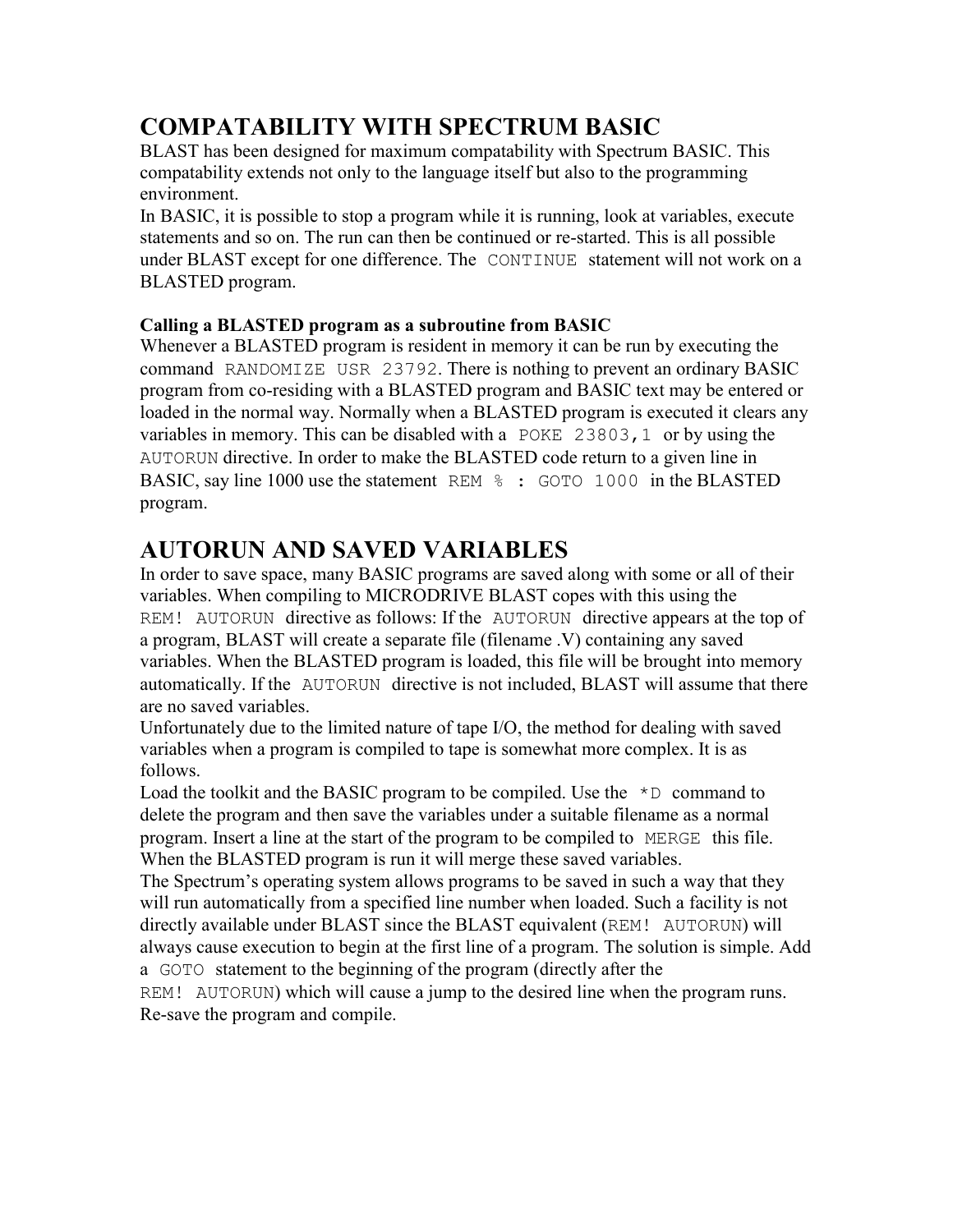## COMPATABILITY WITH SPECTRUM BASIC

BLAST has been designed for maximum compatability with Spectrum BASIC. This compatability extends not only to the language itself but also to the programming environment.

In BASIC, it is possible to stop a program while it is running, look at variables, execute statements and so on. The run can then be continued or re-started. This is all possible under BLAST except for one difference. The `CONTINUE` statement will not work on a BLASTED program.

**Calling a BLASTED program as a subroutine from BASIC**

Whenever a BLASTED program is resident in memory it can be run by executing the command `RANDOMIZE USR 23792`. There is nothing to prevent an ordinary BASIC program from co-residing with a BLASTED program and BASIC text may be entered or loaded in the normal way. Normally when a BLASTED program is executed it clears any variables in memory. This can be disabled with a `POKE 23803,1` or by using the `AUTORUN` directive. In order to make the BLASTED code return to a given line in BASIC, say line 1000 use the statement `REM % : GOTO 1000` in the BLASTED program.

## AUTORUN AND SAVED VARIABLES

In order to save space, many BASIC programs are saved along with some or all of their variables. When compiling to MICRODRIVE BLAST copes with this using the `REM! AUTORUN` directive as follows: If the `AUTORUN` directive appears at the top of a program, BLAST will create a separate file (filename .V) containing any saved variables. When the BLASTED program is loaded, this file will be brought into memory automatically. If the `AUTORUN` directive is not included, BLAST will assume that there are no saved variables.

Unfortunately due to the limited nature of tape I/O, the method for dealing with saved variables when a program is compiled to tape is somewhat more complex. It is as follows.

Load the toolkit and the BASIC program to be compiled. Use the `*D` command to delete the program and then save the variables under a suitable filename as a normal program. Insert a line at the start of the program to be compiled to `MERGE` this file. When the BLASTED program is run it will merge these saved variables.

The Spectrum's operating system allows programs to be saved in such a way that they will run automatically from a specified line number when loaded. Such a facility is not directly available under BLAST since the BLAST equivalent (`REM! AUTORUN`) will always cause execution to begin at the first line of a program. The solution is simple. Add a `GOTO` statement to the beginning of the program (directly after the `REM! AUTORUN`) which will cause a jump to the desired line when the program runs. Re-save the program and compile.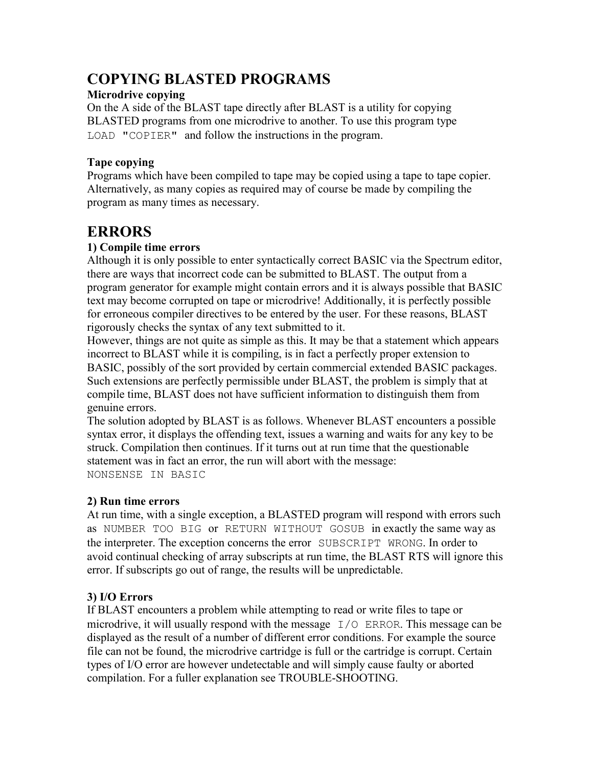# COPYING BLASTED PROGRAMS

### Microdrive copying

On the A side of the BLAST tape directly after BLAST is a utility for copying BLASTED programs from one microdrive to another. To use this program type `LOAD "COPIER"` and follow the instructions in the program.

### Tape copying

Programs which have been compiled to tape may be copied using a tape to tape copier. Alternatively, as many copies as required may of course be made by compiling the program as many times as necessary.

# ERRORS

### 1) Compile time errors

Although it is only possible to enter syntactically correct BASIC via the Spectrum editor, there are ways that incorrect code can be submitted to BLAST. The output from a program generator for example might contain errors and it is always possible that BASIC text may become corrupted on tape or microdrive! Additionally, it is perfectly possible for erroneous compiler directives to be entered by the user. For these reasons, BLAST rigorously checks the syntax of any text submitted to it.

However, things are not quite as simple as this. It may be that a statement which appears incorrect to BLAST while it is compiling, is in fact a perfectly proper extension to BASIC, possibly of the sort provided by certain commercial extended BASIC packages. Such extensions are perfectly permissible under BLAST, the problem is simply that at compile time, BLAST does not have sufficient information to distinguish them from genuine errors.

The solution adopted by BLAST is as follows. Whenever BLAST encounters a possible syntax error, it displays the offending text, issues a warning and waits for any key to be struck. Compilation then continues. If it turns out at run time that the questionable statement was in fact an error, the run will abort with the message:

`NONSENSE IN BASIC`

### 2) Run time errors

At run time, with a single exception, a BLASTED program will respond with errors such as `NUMBER TOO BIG` or `RETURN WITHOUT GOSUB` in exactly the same way as the interpreter. The exception concerns the error `SUBSCRIPT WRONG`. In order to avoid continual checking of array subscripts at run time, the BLAST RTS will ignore this error. If subscripts go out of range, the results will be unpredictable.

### 3) I/O Errors

If BLAST encounters a problem while attempting to read or write files to tape or microdrive, it will usually respond with the message `I/O ERROR`. This message can be displayed as the result of a number of different error conditions. For example the source file can not be found, the microdrive cartridge is full or the cartridge is corrupt. Certain types of I/O error are however undetectable and will simply cause faulty or aborted compilation. For a fuller explanation see TROUBLE-SHOOTING.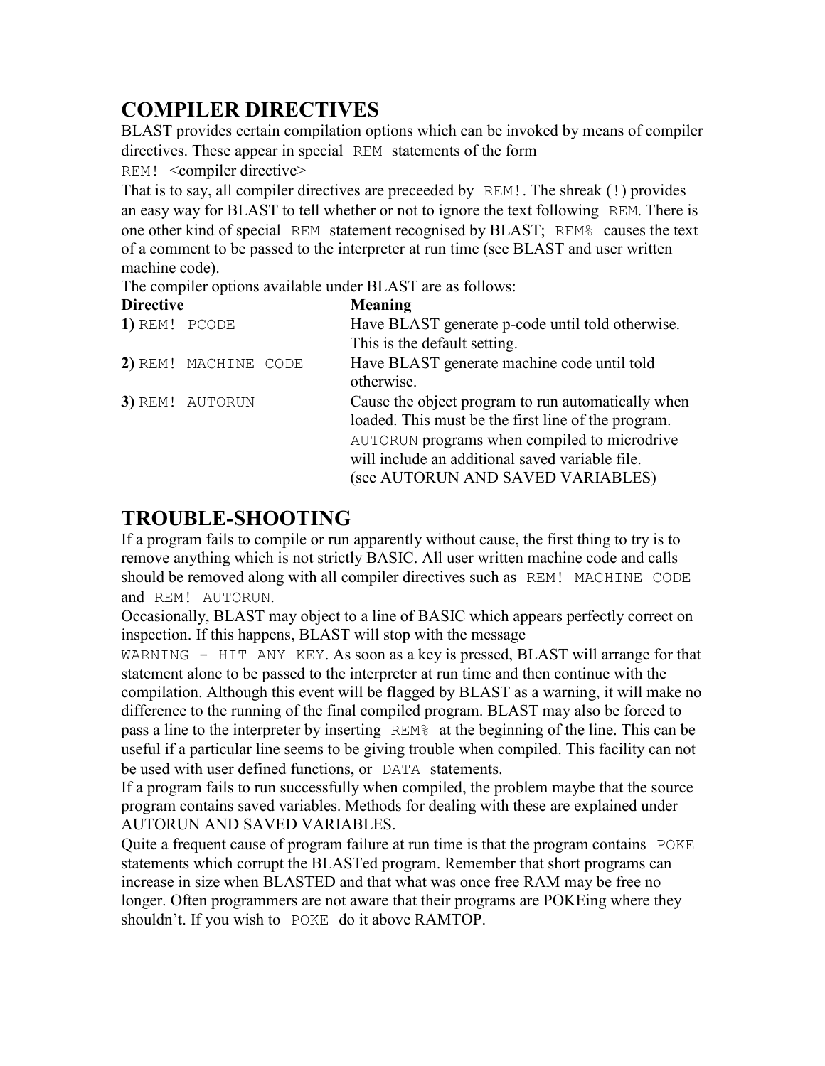## COMPILER DIRECTIVES

BLAST provides certain compilation options which can be invoked by means of compiler directives. These appear in special `REM` statements of the form

`REM!` <compiler directive>

That is to say, all compiler directives are preceeded by `REM!`. The shreak (`!`) provides an easy way for BLAST to tell whether or not to ignore the text following `REM`. There is one other kind of special `REM` statement recognised by BLAST; `REM%` causes the text of a comment to be passed to the interpreter at run time (see BLAST and user written machine code).

The compiler options available under BLAST are as follows:

| **Directive** | **Meaning** |
|---|---|
| **1)** `REM! PCODE` | Have BLAST generate p-code until told otherwise. This is the default setting. |
| **2)** `REM! MACHINE CODE` | Have BLAST generate machine code until told otherwise. |
| **3)** `REM! AUTORUN` | Cause the object program to run automatically when loaded. This must be the first line of the program. `AUTORUN` programs when compiled to microdrive will include an additional saved variable file. (see AUTORUN AND SAVED VARIABLES) |

## TROUBLE-SHOOTING

If a program fails to compile or run apparently without cause, the first thing to try is to remove anything which is not strictly BASIC. All user written machine code and calls should be removed along with all compiler directives such as `REM! MACHINE CODE` and `REM! AUTORUN`.

Occasionally, BLAST may object to a line of BASIC which appears perfectly correct on inspection. If this happens, BLAST will stop with the message `WARNING - HIT ANY KEY`. As soon as a key is pressed, BLAST will arrange for that statement alone to be passed to the interpreter at run time and then continue with the compilation. Although this event will be flagged by BLAST as a warning, it will make no difference to the running of the final compiled program. BLAST may also be forced to pass a line to the interpreter by inserting `REM%` at the beginning of the line. This can be useful if a particular line seems to be giving trouble when compiled. This facility can not be used with user defined functions, or `DATA` statements.

If a program fails to run successfully when compiled, the problem maybe that the source program contains saved variables. Methods for dealing with these are explained under AUTORUN AND SAVED VARIABLES.

Quite a frequent cause of program failure at run time is that the program contains `POKE` statements which corrupt the BLASTed program. Remember that short programs can increase in size when BLASTED and that what was once free RAM may be free no longer. Often programmers are not aware that their programs are POKEing where they shouldn't. If you wish to `POKE` do it above RAMTOP.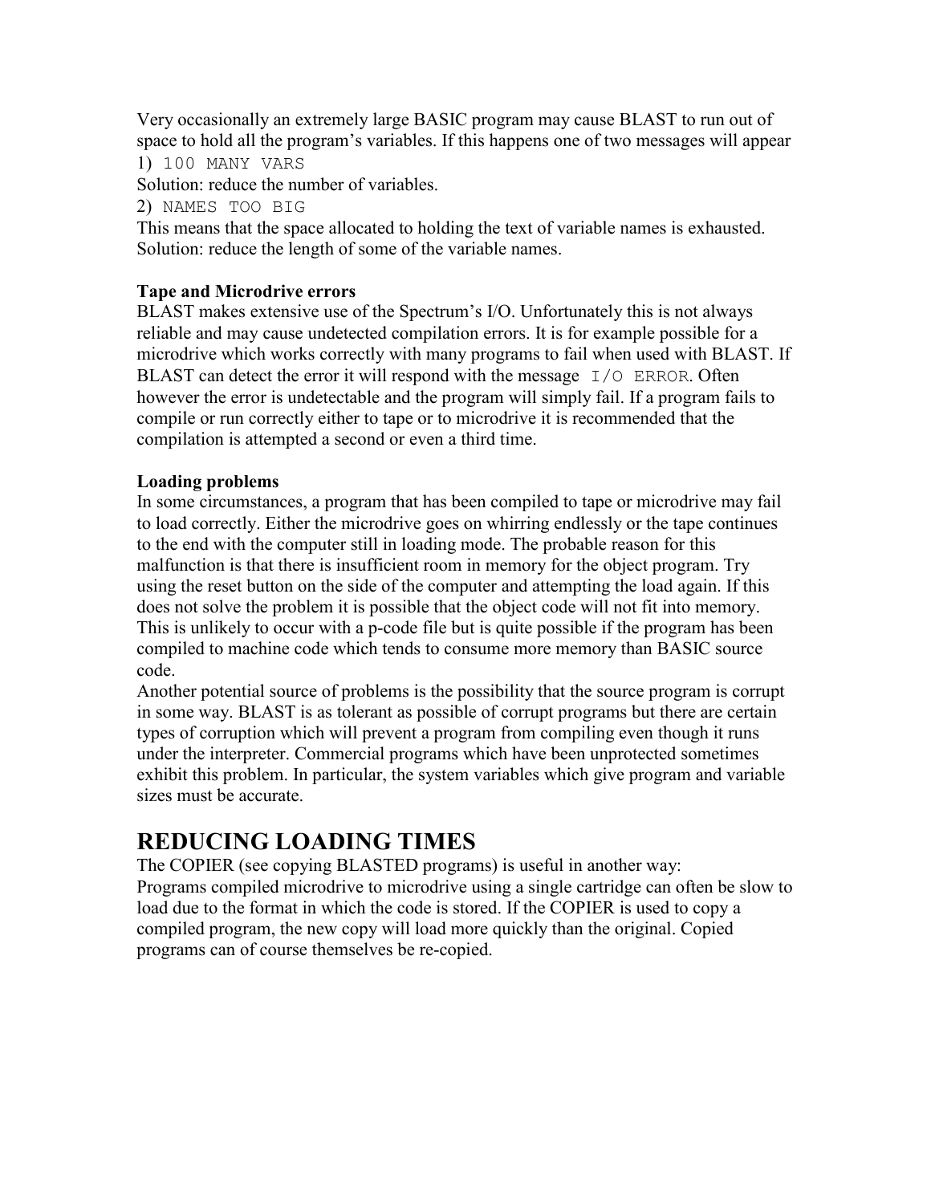Very occasionally an extremely large BASIC program may cause BLAST to run out of space to hold all the program's variables. If this happens one of two messages will appear

1) `100 MANY VARS`

Solution: reduce the number of variables.

2) `NAMES TOO BIG`

This means that the space allocated to holding the text of variable names is exhausted.
Solution: reduce the length of some of the variable names.

**Tape and Microdrive errors**

BLAST makes extensive use of the Spectrum's I/O. Unfortunately this is not always reliable and may cause undetected compilation errors. It is for example possible for a microdrive which works correctly with many programs to fail when used with BLAST. If BLAST can detect the error it will respond with the message `I/O ERROR`. Often however the error is undetectable and the program will simply fail. If a program fails to compile or run correctly either to tape or to microdrive it is recommended that the compilation is attempted a second or even a third time.

**Loading problems**

In some circumstances, a program that has been compiled to tape or microdrive may fail to load correctly. Either the microdrive goes on whirring endlessly or the tape continues to the end with the computer still in loading mode. The probable reason for this malfunction is that there is insufficient room in memory for the object program. Try using the reset button on the side of the computer and attempting the load again. If this does not solve the problem it is possible that the object code will not fit into memory. This is unlikely to occur with a p-code file but is quite possible if the program has been compiled to machine code which tends to consume more memory than BASIC source code.

Another potential source of problems is the possibility that the source program is corrupt in some way. BLAST is as tolerant as possible of corrupt programs but there are certain types of corruption which will prevent a program from compiling even though it runs under the interpreter. Commercial programs which have been unprotected sometimes exhibit this problem. In particular, the system variables which give program and variable sizes must be accurate.

## REDUCING LOADING TIMES

The COPIER (see copying BLASTED programs) is useful in another way:
Programs compiled microdrive to microdrive using a single cartridge can often be slow to load due to the format in which the code is stored. If the COPIER is used to copy a compiled program, the new copy will load more quickly than the original. Copied programs can of course themselves be re-copied.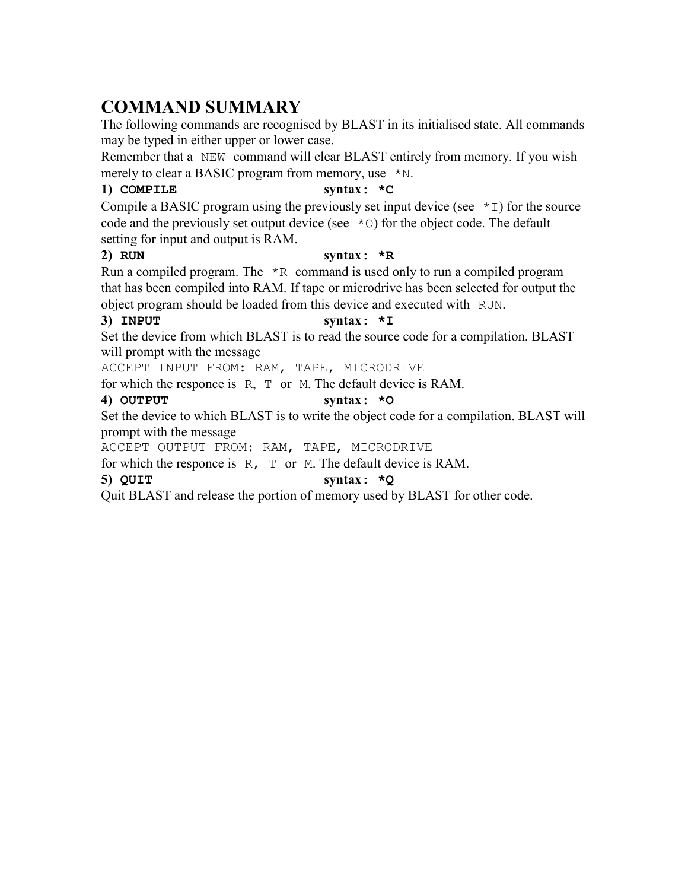## COMMAND SUMMARY

The following commands are recognised by BLAST in its initialised state. All commands may be typed in either upper or lower case.

Remember that a `NEW` command will clear BLAST entirely from memory. If you wish merely to clear a BASIC program from memory, use `*N`.

**1) `COMPILE`** **syntax: `*C`**

Compile a BASIC program using the previously set input device (see `*I`) for the source code and the previously set output device (see `*O`) for the object code. The default setting for input and output is RAM.

**2) `RUN`** **syntax: `*R`**

Run a compiled program. The `*R` command is used only to run a compiled program that has been compiled into RAM. If tape or microdrive has been selected for output the object program should be loaded from this device and executed with `RUN`.

**3) `INPUT`** **syntax: `*I`**

Set the device from which BLAST is to read the source code for a compilation. BLAST will prompt with the message

`ACCEPT INPUT FROM: RAM, TAPE, MICRODRIVE`

for which the responce is `R`, `T` or `M`. The default device is RAM.

**4) `OUTPUT`** **syntax: `*O`**

Set the device to which BLAST is to write the object code for a compilation. BLAST will prompt with the message

`ACCEPT OUTPUT FROM: RAM, TAPE, MICRODRIVE`

for which the responce is `R`, `T` or `M`. The default device is RAM.

**5) `QUIT`** **syntax: `*Q`**

Quit BLAST and release the portion of memory used by BLAST for other code.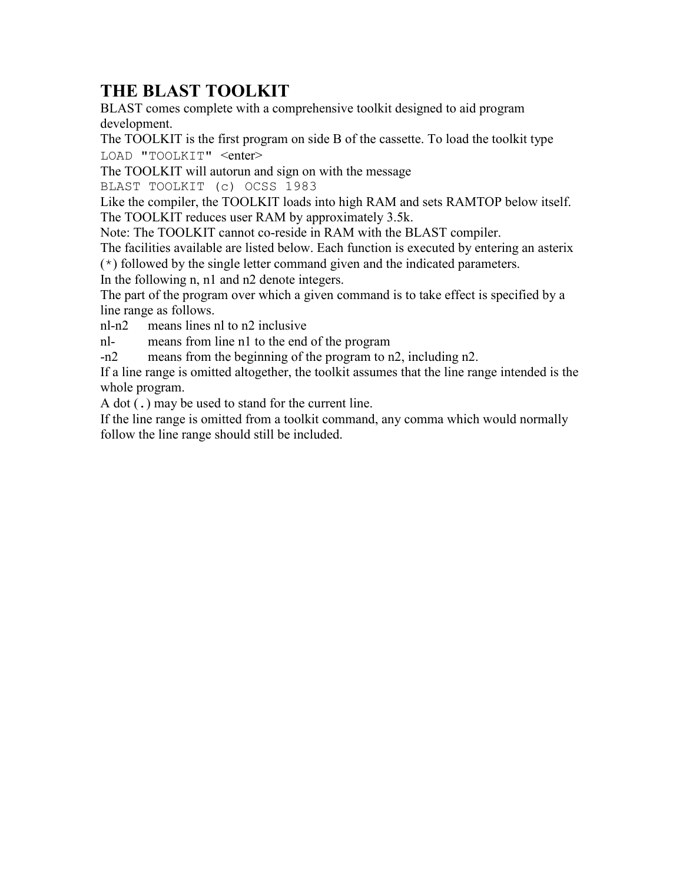# THE BLAST TOOLKIT

BLAST comes complete with a comprehensive toolkit designed to aid program development.

The TOOLKIT is the first program on side B of the cassette. To load the toolkit type

`LOAD "TOOLKIT"` <enter>

The TOOLKIT will autorun and sign on with the message

`BLAST TOOLKIT (c) OCSS 1983`

Like the compiler, the TOOLKIT loads into high RAM and sets RAMTOP below itself. The TOOLKIT reduces user RAM by approximately 3.5k.

Note: The TOOLKIT cannot co-reside in RAM with the BLAST compiler.

The facilities available are listed below. Each function is executed by entering an asterix (`*`) followed by the single letter command given and the indicated parameters.

In the following n, n1 and n2 denote integers.

The part of the program over which a given command is to take effect is specified by a line range as follows.

nl-n2 means lines nl to n2 inclusive

nl- means from line n1 to the end of the program

-n2 means from the beginning of the program to n2, including n2.

If a line range is omitted altogether, the toolkit assumes that the line range intended is the whole program.

A dot (`.`) may be used to stand for the current line.

If the line range is omitted from a toolkit command, any comma which would normally follow the line range should still be included.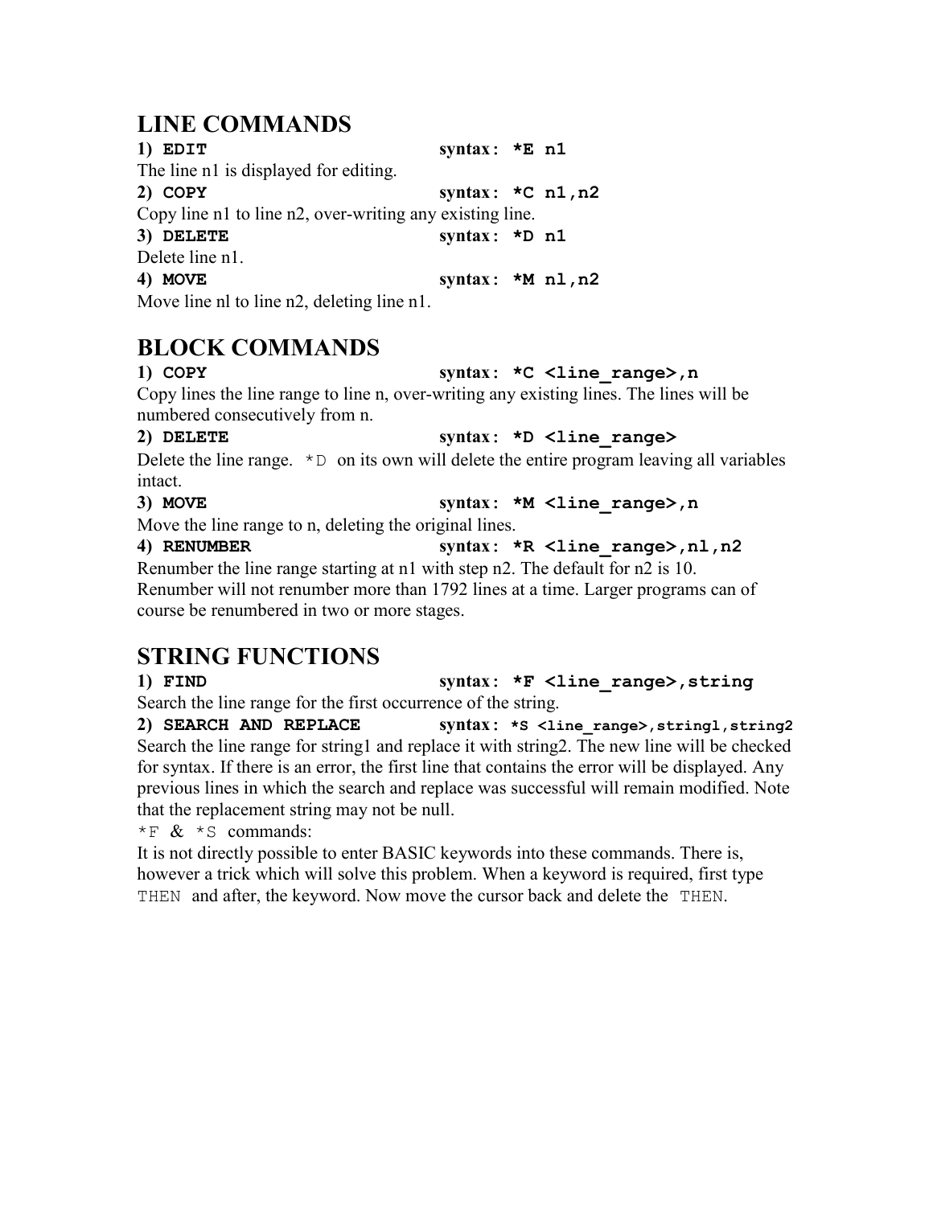## LINE COMMANDS

**1) `EDIT`** syntax: **`*E n1`**

The line n1 is displayed for editing.

**2) `COPY`** syntax: **`*C n1,n2`**

Copy line n1 to line n2, over-writing any existing line.

**3) `DELETE`** syntax: **`*D n1`**

Delete line n1.

**4) `MOVE`** syntax: **`*M nl,n2`**

Move line nl to line n2, deleting line n1.

## BLOCK COMMANDS

**1) `COPY`** syntax: **`*C <line_range>,n`**

Copy lines the line range to line n, over-writing any existing lines. The lines will be numbered consecutively from n.

**2) `DELETE`** syntax: **`*D <line_range>`**

Delete the line range. `*D` on its own will delete the entire program leaving all variables intact.

**3) `MOVE`** syntax: **`*M <line_range>,n`**

Move the line range to n, deleting the original lines.

**4) `RENUMBER`** syntax: **`*R <line_range>,nl,n2`**

Renumber the line range starting at n1 with step n2. The default for n2 is 10. Renumber will not renumber more than 1792 lines at a time. Larger programs can of course be renumbered in two or more stages.

## STRING FUNCTIONS

**1) `FIND`** syntax: **`*F <line_range>,string`**

Search the line range for the first occurrence of the string.

**2) `SEARCH AND REPLACE`** syntax: **`*S <line_range>,stringl,string2`**

Search the line range for string1 and replace it with string2. The new line will be checked for syntax. If there is an error, the first line that contains the error will be displayed. Any previous lines in which the search and replace was successful will remain modified. Note that the replacement string may not be null.

`*F` & `*S` commands:

It is not directly possible to enter BASIC keywords into these commands. There is, however a trick which will solve this problem. When a keyword is required, first type `THEN` and after, the keyword. Now move the cursor back and delete the `THEN`.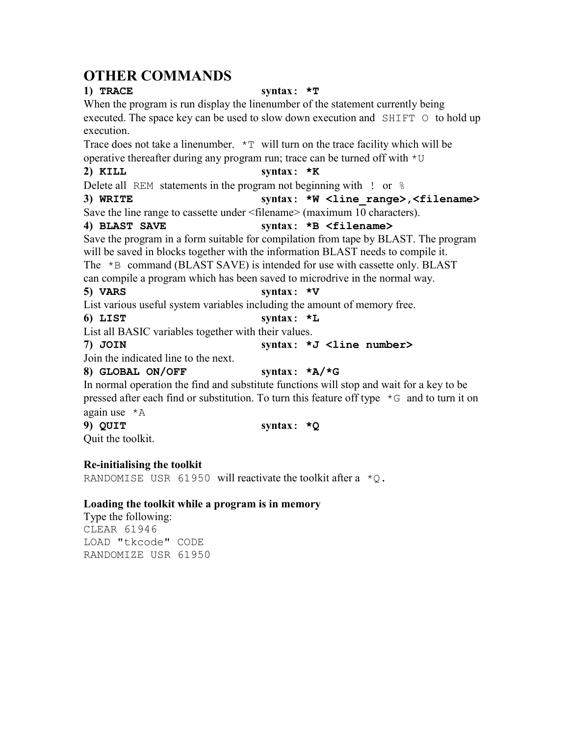# OTHER COMMANDS

**1) `TRACE`** **syntax: `*T`**

When the program is run display the linenumber of the statement currently being executed. The space key can be used to slow down execution and `SHIFT O` to hold up execution.

Trace does not take a linenumber. `*T` will turn on the trace facility which will be operative thereafter during any program run; trace can be turned off with `*U`

**2) `KILL`** **syntax: `*K`**

Delete all `REM` statements in the program not beginning with `!` or `%`

**3) `WRITE`** **syntax: `*W <line_range>,<filename>`**

Save the line range to cassette under <filename> (maximum 10 characters).

**4) `BLAST SAVE`** **syntax: `*B <filename>`**

Save the program in a form suitable for compilation from tape by BLAST. The program will be saved in blocks together with the information BLAST needs to compile it.

The `*B` command (BLAST SAVE) is intended for use with cassette only. BLAST can compile a program which has been saved to microdrive in the normal way.

**5) `VARS`** **syntax: `*V`**

List various useful system variables including the amount of memory free.

**6) `LIST`** **syntax: `*L`**

List all BASIC variables together with their values.

**7) `JOIN`** **syntax: `*J <line number>`**

Join the indicated line to the next.

**8) `GLOBAL ON/OFF`** **syntax: `*A/*G`**

In normal operation the find and substitute functions will stop and wait for a key to be pressed after each find or substitution. To turn this feature off type `*G` and to turn it on again use `*A`

**9) `QUIT`** **syntax: `*Q`**

Quit the toolkit.

**Re-initialising the toolkit**

`RANDOMISE USR 61950` will reactivate the toolkit after a `*Q.`

**Loading the toolkit while a program is in memory**

Type the following:

```
CLEAR 61946
LOAD "tkcode" CODE
RANDOMIZE USR 61950
```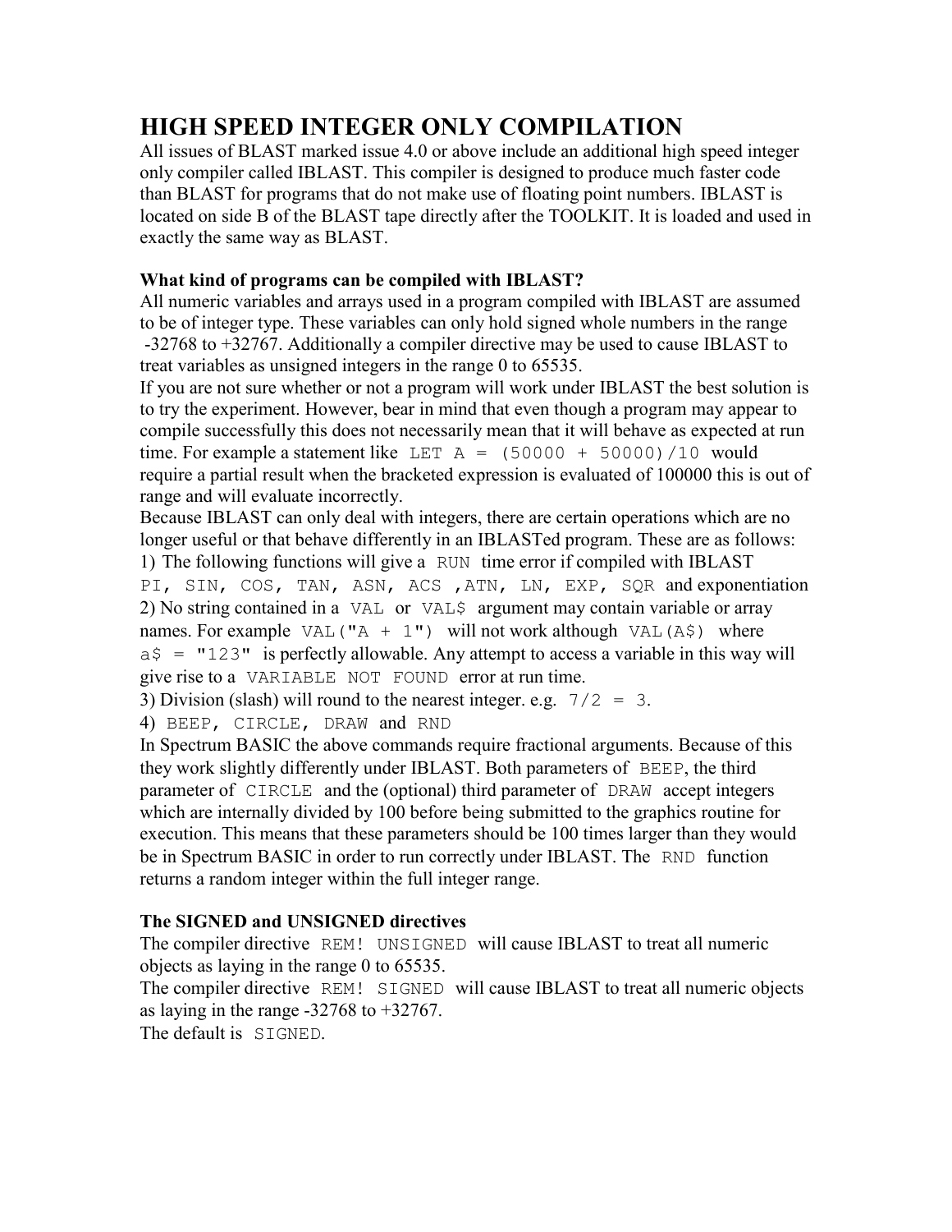# HIGH SPEED INTEGER ONLY COMPILATION

All issues of BLAST marked issue 4.0 or above include an additional high speed integer only compiler called IBLAST. This compiler is designed to produce much faster code than BLAST for programs that do not make use of floating point numbers. IBLAST is located on side B of the BLAST tape directly after the TOOLKIT. It is loaded and used in exactly the same way as BLAST.

**What kind of programs can be compiled with IBLAST?**

All numeric variables and arrays used in a program compiled with IBLAST are assumed to be of integer type. These variables can only hold signed whole numbers in the range -32768 to +32767. Additionally a compiler directive may be used to cause IBLAST to treat variables as unsigned integers in the range 0 to 65535.

If you are not sure whether or not a program will work under IBLAST the best solution is to try the experiment. However, bear in mind that even though a program may appear to compile successfully this does not necessarily mean that it will behave as expected at run time. For example a statement like `LET A = (50000 + 50000)/10` would require a partial result when the bracketed expression is evaluated of 100000 this is out of range and will evaluate incorrectly.

Because IBLAST can only deal with integers, there are certain operations which are no longer useful or that behave differently in an IBLASTed program. These are as follows:

1) The following functions will give a `RUN` time error if compiled with IBLAST `PI, SIN, COS, TAN, ASN, ACS ,ATN, LN, EXP, SQR` and exponentiation

2) No string contained in a `VAL` or `VAL$` argument may contain variable or array names. For example `VAL("A + 1")` will not work although `VAL(A$)` where `a$ = "123"` is perfectly allowable. Any attempt to access a variable in this way will give rise to a `VARIABLE NOT FOUND` error at run time.

3) Division (slash) will round to the nearest integer. e.g. `7/2 = 3`.

4) `BEEP, CIRCLE, DRAW` and `RND`

In Spectrum BASIC the above commands require fractional arguments. Because of this they work slightly differently under IBLAST. Both parameters of `BEEP`, the third parameter of `CIRCLE` and the (optional) third parameter of `DRAW` accept integers which are internally divided by 100 before being submitted to the graphics routine for execution. This means that these parameters should be 100 times larger than they would be in Spectrum BASIC in order to run correctly under IBLAST. The `RND` function returns a random integer within the full integer range.

**The SIGNED and UNSIGNED directives**

The compiler directive `REM! UNSIGNED` will cause IBLAST to treat all numeric objects as laying in the range 0 to 65535.

The compiler directive `REM! SIGNED` will cause IBLAST to treat all numeric objects as laying in the range -32768 to +32767.

The default is `SIGNED`.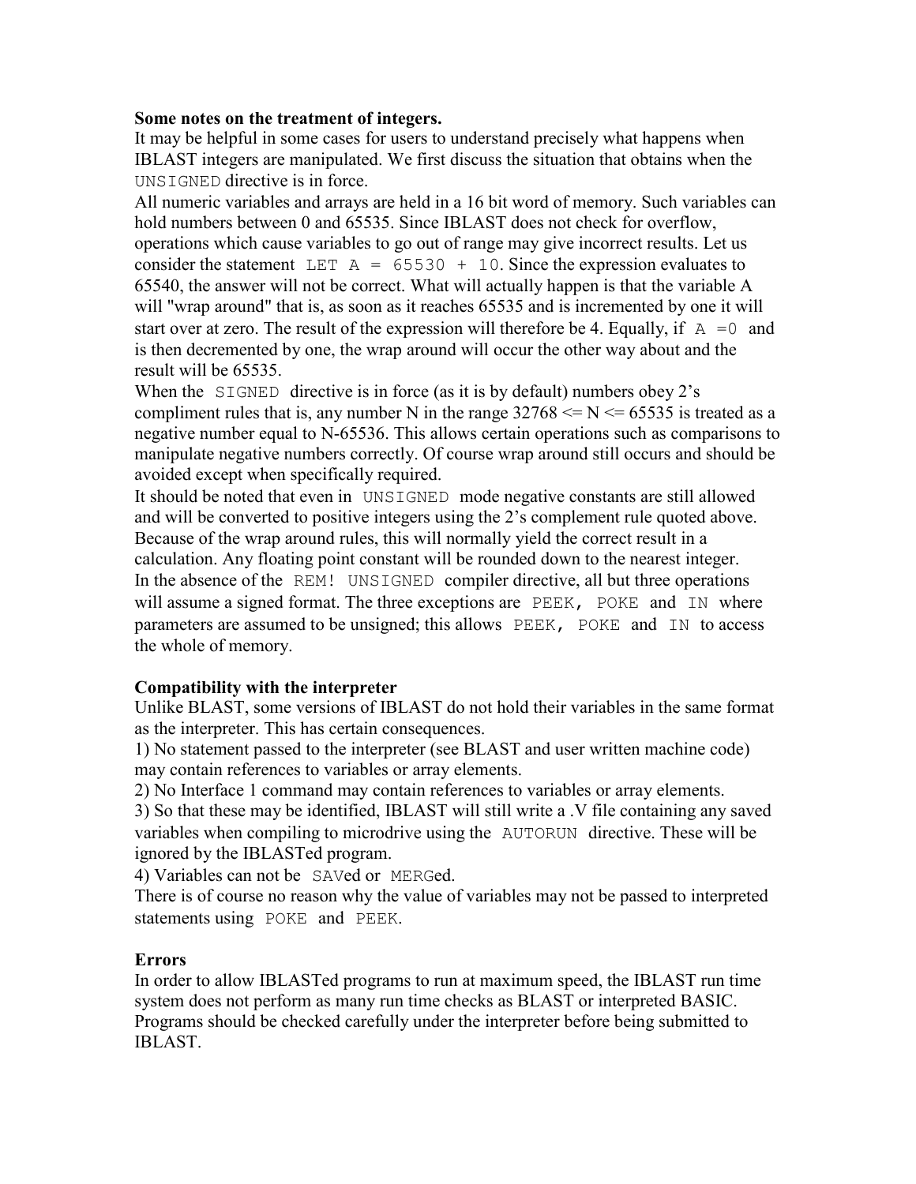**Some notes on the treatment of integers.**

It may be helpful in some cases for users to understand precisely what happens when IBLAST integers are manipulated. We first discuss the situation that obtains when the `UNSIGNED` directive is in force.

All numeric variables and arrays are held in a 16 bit word of memory. Such variables can hold numbers between 0 and 65535. Since IBLAST does not check for overflow, operations which cause variables to go out of range may give incorrect results. Let us consider the statement `LET A = 65530 + 10`. Since the expression evaluates to 65540, the answer will not be correct. What will actually happen is that the variable A will "wrap around" that is, as soon as it reaches 65535 and is incremented by one it will start over at zero. The result of the expression will therefore be 4. Equally, if `A =0` and is then decremented by one, the wrap around will occur the other way about and the result will be 65535.

When the `SIGNED` directive is in force (as it is by default) numbers obey 2's compliment rules that is, any number N in the range 32768 <= N <= 65535 is treated as a negative number equal to N-65536. This allows certain operations such as comparisons to manipulate negative numbers correctly. Of course wrap around still occurs and should be avoided except when specifically required.

It should be noted that even in `UNSIGNED` mode negative constants are still allowed and will be converted to positive integers using the 2's complement rule quoted above. Because of the wrap around rules, this will normally yield the correct result in a calculation. Any floating point constant will be rounded down to the nearest integer.

In the absence of the `REM! UNSIGNED` compiler directive, all but three operations will assume a signed format. The three exceptions are `PEEK, POKE` and `IN` where parameters are assumed to be unsigned; this allows `PEEK, POKE` and `IN` to access the whole of memory.

**Compatibility with the interpreter**

Unlike BLAST, some versions of IBLAST do not hold their variables in the same format as the interpreter. This has certain consequences.

1) No statement passed to the interpreter (see BLAST and user written machine code) may contain references to variables or array elements.

2) No Interface 1 command may contain references to variables or array elements.

3) So that these may be identified, IBLAST will still write a .V file containing any saved variables when compiling to microdrive using the `AUTORUN` directive. These will be ignored by the IBLASTed program.

4) Variables can not be `SAV`ed or `MERG`ed.

There is of course no reason why the value of variables may not be passed to interpreted statements using `POKE` and `PEEK`.

**Errors**

In order to allow IBLASTed programs to run at maximum speed, the IBLAST run time system does not perform as many run time checks as BLAST or interpreted BASIC. Programs should be checked carefully under the interpreter before being submitted to IBLAST.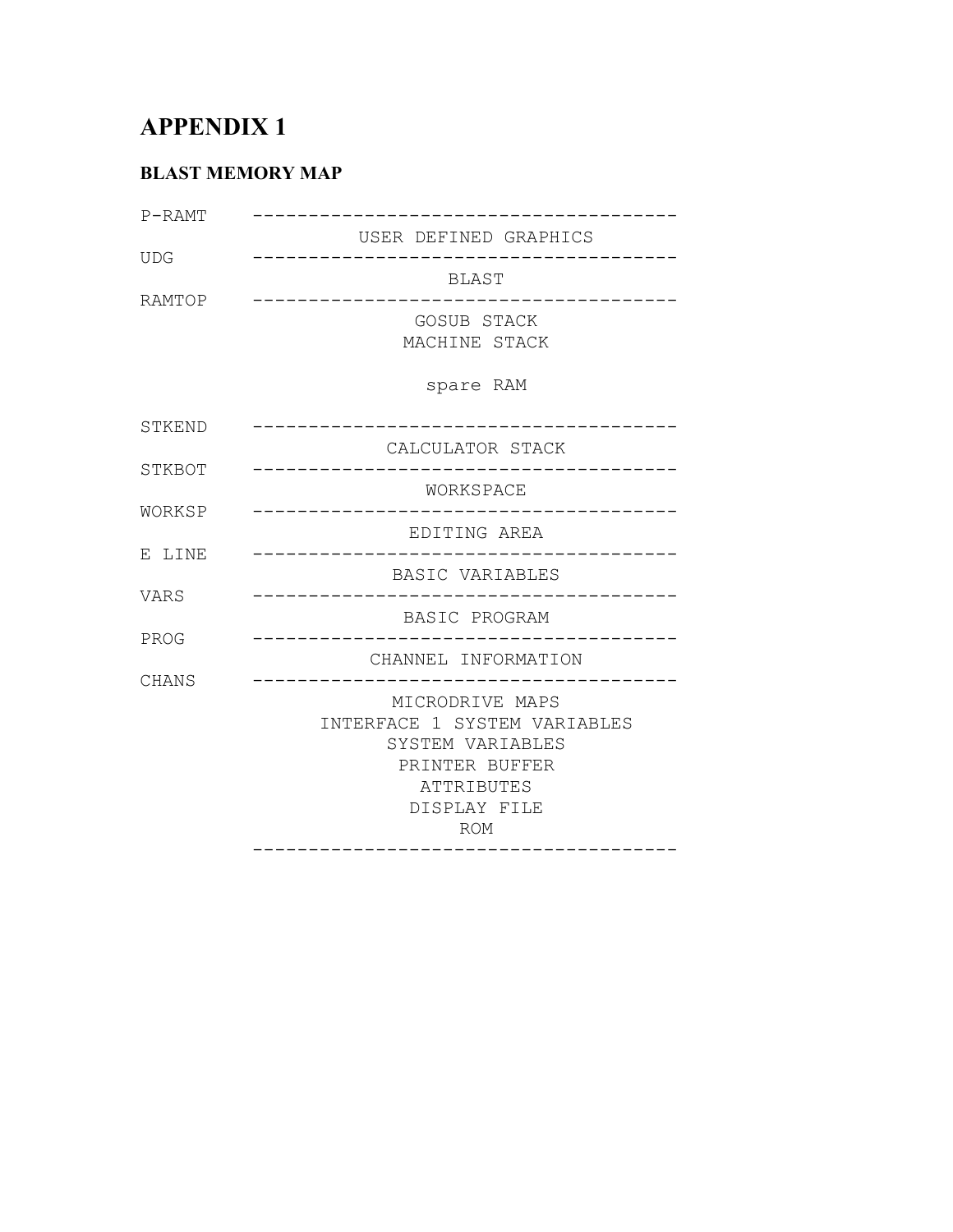# APPENDIX 1

## BLAST MEMORY MAP

```
P-RAMT    --------------------------------------
                   USER DEFINED GRAPHICS
UDG       --------------------------------------
                          BLAST
RAMTOP    --------------------------------------
                       GOSUB STACK
                      MACHINE STACK

                        spare RAM

STKEND    --------------------------------------
                     CALCULATOR STACK
STKBOT    --------------------------------------
                        WORKSPACE
WORKSP    --------------------------------------
                      EDITING AREA
E LINE    --------------------------------------
                     BASIC VARIABLES
VARS      --------------------------------------
                      BASIC PROGRAM
PROG      --------------------------------------
                   CHANNEL INFORMATION
CHANS     --------------------------------------
                     MICRODRIVE MAPS
               INTERFACE 1 SYSTEM VARIABLES
                    SYSTEM VARIABLES
                     PRINTER BUFFER
                       ATTRIBUTES
                      DISPLAY FILE
                           ROM
          --------------------------------------
```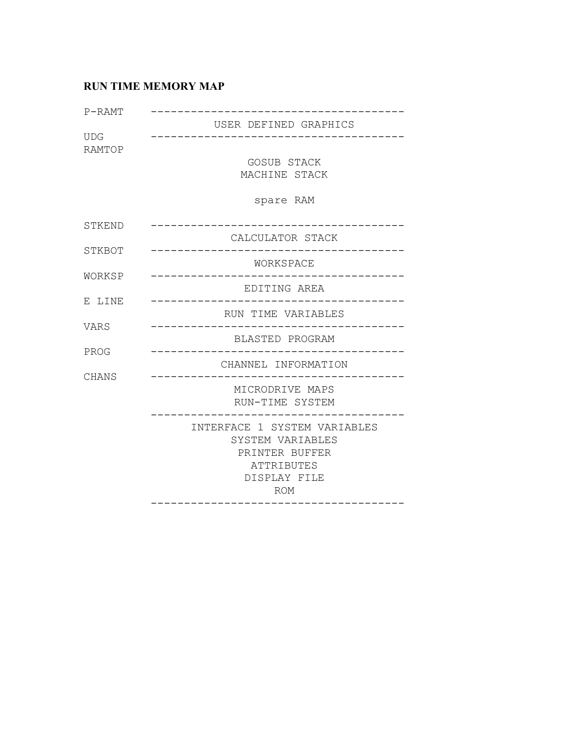**RUN TIME MEMORY MAP**

```
P-RAMT    ---------------------------------------
                 USER DEFINED GRAPHICS
UDG       ---------------------------------------
RAMTOP
                      GOSUB STACK
                     MACHINE STACK

                       spare RAM

STKEND    ---------------------------------------
                    CALCULATOR STACK
STKBOT    ---------------------------------------
                       WORKSPACE
WORKSP    ---------------------------------------
                     EDITING AREA
E LINE    ---------------------------------------
                  RUN TIME VARIABLES
VARS      ---------------------------------------
                    BLASTED PROGRAM
PROG      ---------------------------------------
                  CHANNEL INFORMATION
CHANS     ---------------------------------------
                    MICRODRIVE MAPS
                    RUN-TIME SYSTEM
          ---------------------------------------
              INTERFACE 1 SYSTEM VARIABLES
                   SYSTEM VARIABLES
                    PRINTER BUFFER
                      ATTRIBUTES
                     DISPLAY FILE
                          ROM
          ---------------------------------------
```